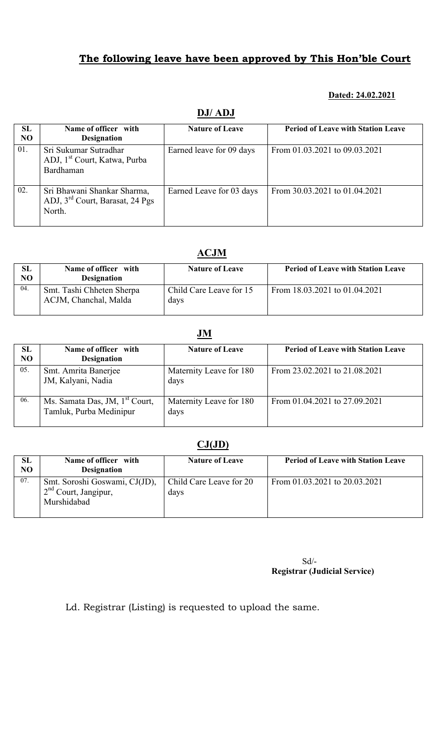# The following leave have been approved by This Hon'ble Court

**Dated: 24.02.2021**

## DJ/ ADJ

| SL NO | Name of officer with Designation | Nature of Leave | Period of Leave with Station Leave |
|---|---|---|---|
| 01. | Sri Sukumar Sutradhar ADJ, 1st Court, Katwa, Purba Bardhaman | Earned leave for 09 days | From 01.03.2021 to 09.03.2021 |
| 02. | Sri Bhawani Shankar Sharma, ADJ, 3rd Court, Barasat, 24 Pgs North. | Earned Leave for 03 days | From 30.03.2021 to 01.04.2021 |

## ACJM

| SL NO | Name of officer with Designation | Nature of Leave | Period of Leave with Station Leave |
|---|---|---|---|
| 04. | Smt. Tashi Chheten Sherpa ACJM, Chanchal, Malda | Child Care Leave for 15 days | From 18.03.2021 to 01.04.2021 |

## JM

| SL NO | Name of officer with Designation | Nature of Leave | Period of Leave with Station Leave |
|---|---|---|---|
| 05. | Smt. Amrita Banerjee JM, Kalyani, Nadia | Maternity Leave for 180 days | From 23.02.2021 to 21.08.2021 |
| 06. | Ms. Samata Das, JM, 1st Court, Tamluk, Purba Medinipur | Maternity Leave for 180 days | From 01.04.2021 to 27.09.2021 |

## CJ(JD)

| SL NO | Name of officer with Designation | Nature of Leave | Period of Leave with Station Leave |
|---|---|---|---|
| 07. | Smt. Soroshi Goswami, CJ(JD), 2nd Court, Jangipur, Murshidabad | Child Care Leave for 20 days | From 01.03.2021 to 20.03.2021 |

Sd/-
**Registrar (Judicial Service)**

Ld. Registrar (Listing) is requested to upload the same.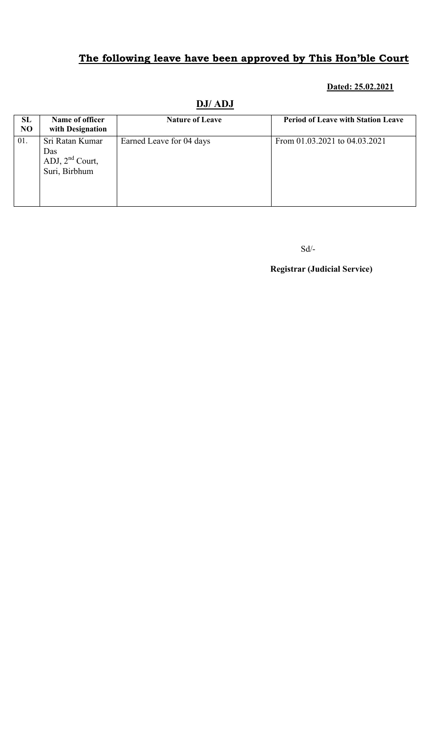## **The following leave have been approved by This Hon'ble Court**

**Dated: 25.02.2021**

### **DJ/ ADJ**

| SL NO | Name of officer with Designation | Nature of Leave | Period of Leave with Station Leave |
|---|---|---|---|
| 01. | Sri Ratan Kumar Das ADJ, 2nd Court, Suri, Birbhum | Earned Leave for 04 days | From 01.03.2021 to 04.03.2021 |

Sd/-

**Registrar (Judicial Service)**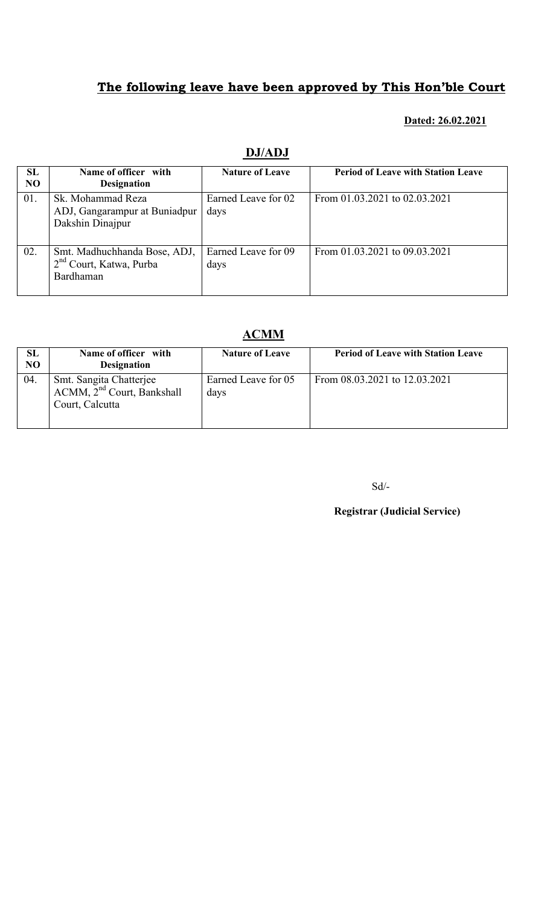# The following leave have been approved by This Hon'ble Court

**Dated: 26.02.2021**

## DJ/ADJ

| SL NO | Name of officer with Designation | Nature of Leave | Period of Leave with Station Leave |
|---|---|---|---|
| 01. | Sk. Mohammad Reza ADJ, Gangarampur at Buniadpur Dakshin Dinajpur | Earned Leave for 02 days | From 01.03.2021 to 02.03.2021 |
| 02. | Smt. Madhuchhanda Bose, ADJ, 2nd Court, Katwa, Purba Bardhaman | Earned Leave for 09 days | From 01.03.2021 to 09.03.2021 |

## ACMM

| SL NO | Name of officer with Designation | Nature of Leave | Period of Leave with Station Leave |
|---|---|---|---|
| 04. | Smt. Sangita Chatterjee ACMM, 2nd Court, Bankshall Court, Calcutta | Earned Leave for 05 days | From 08.03.2021 to 12.03.2021 |

Sd/-

**Registrar (Judicial Service)**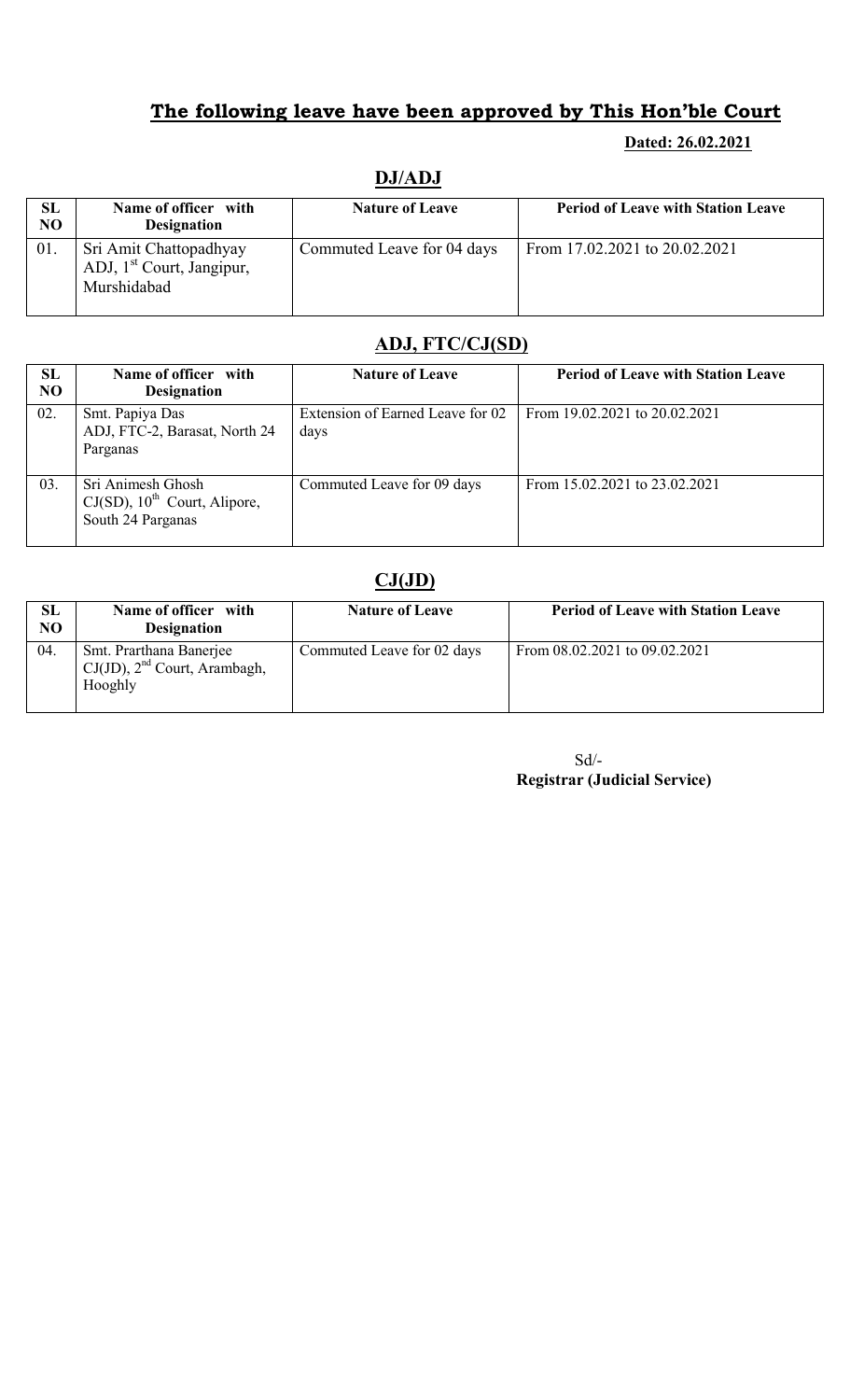## **The following leave have been approved by This Hon'ble Court**

**Dated: 26.02.2021**

### **DJ/ADJ**

| SL NO | Name of officer with Designation | Nature of Leave | Period of Leave with Station Leave |
|---|---|---|---|
| 01. | Sri Amit Chattopadhyay ADJ, 1st Court, Jangipur, Murshidabad | Commuted Leave for 04 days | From 17.02.2021 to 20.02.2021 |

### **ADJ, FTC/CJ(SD)**

| SL NO | Name of officer with Designation | Nature of Leave | Period of Leave with Station Leave |
|---|---|---|---|
| 02. | Smt. Papiya Das ADJ, FTC-2, Barasat, North 24 Parganas | Extension of Earned Leave for 02 days | From 19.02.2021 to 20.02.2021 |
| 03. | Sri Animesh Ghosh CJ(SD), 10th Court, Alipore, South 24 Parganas | Commuted Leave for 09 days | From 15.02.2021 to 23.02.2021 |

### **CJ(JD)**

| SL NO | Name of officer with Designation | Nature of Leave | Period of Leave with Station Leave |
|---|---|---|---|
| 04. | Smt. Prarthana Banerjee CJ(JD), 2nd Court, Arambagh, Hooghly | Commuted Leave for 02 days | From 08.02.2021 to 09.02.2021 |

Sd/-
**Registrar (Judicial Service)**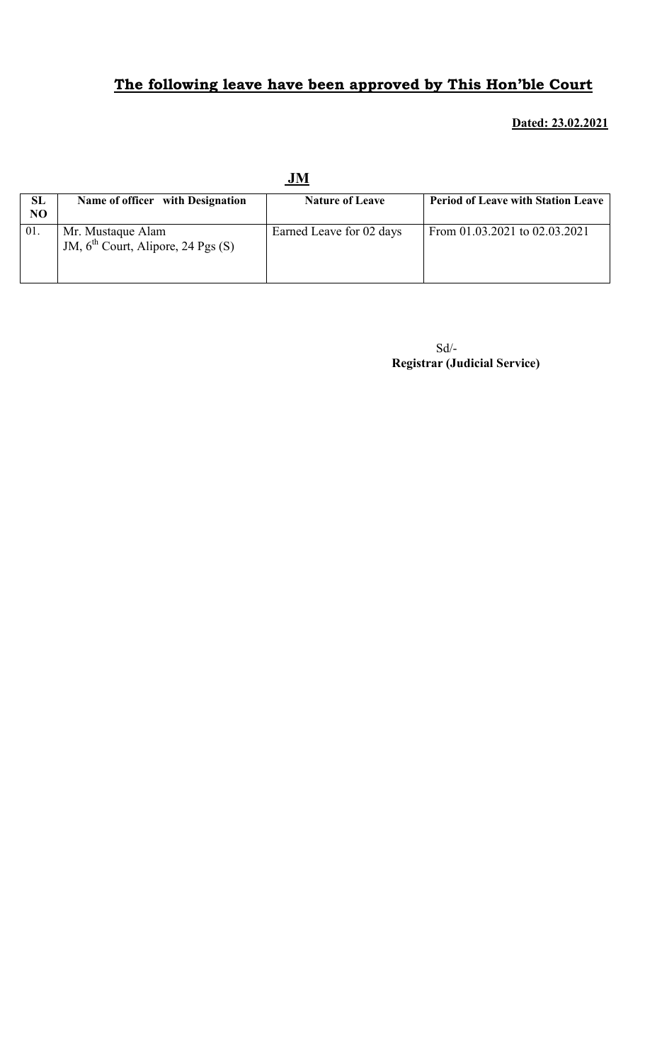# The following leave have been approved by This Hon'ble Court

**Dated: 23.02.2021**

## JM

| SL NO | Name of officer with Designation | Nature of Leave | Period of Leave with Station Leave |
|---|---|---|---|
| 01. | Mr. Mustaque Alam<br>JM, 6th Court, Alipore, 24 Pgs (S) | Earned Leave for 02 days | From 01.03.2021 to 02.03.2021 |

Sd/-
**Registrar (Judicial Service)**